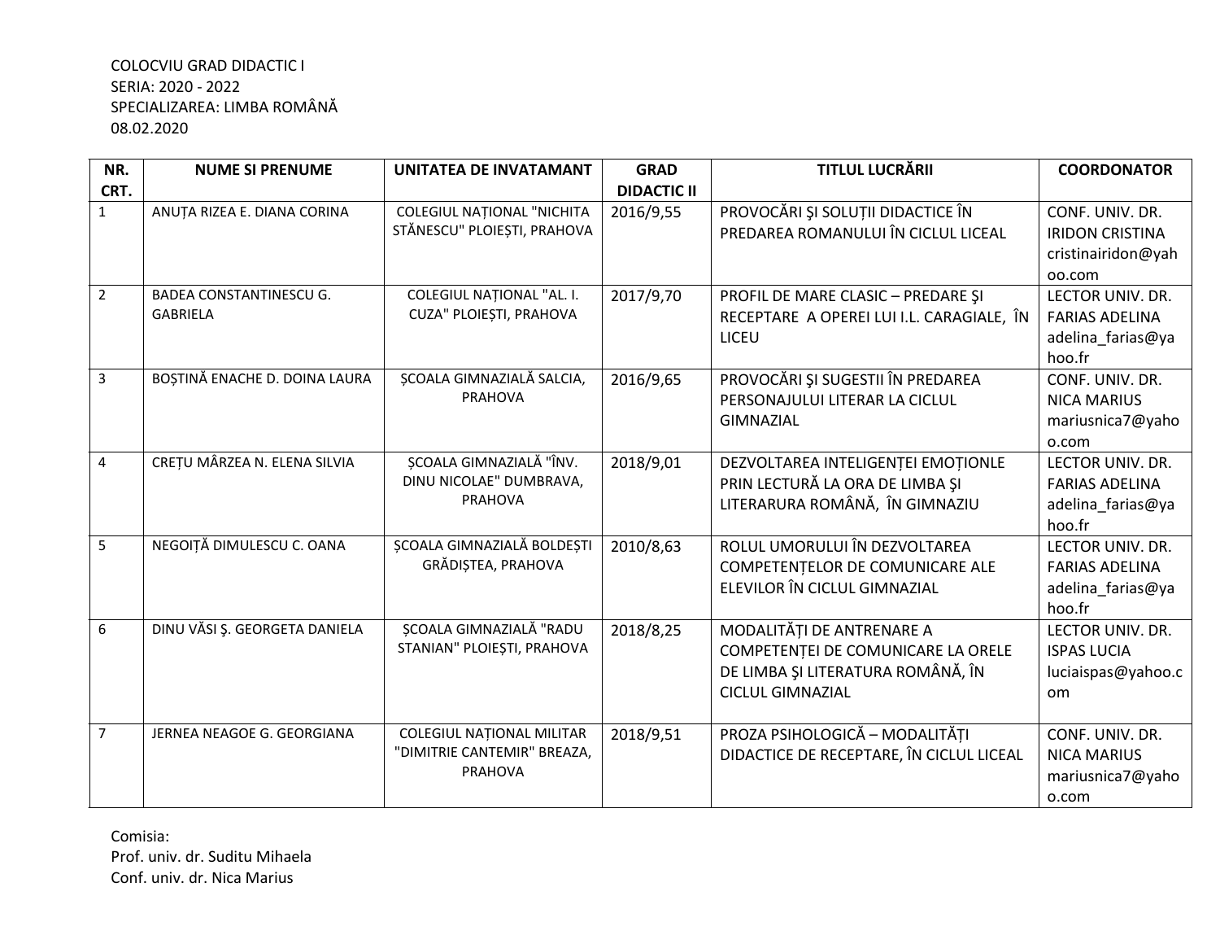COLOCVIU GRAD DIDACTIC I
SERIA: 2020 - 2022
SPECIALIZAREA: LIMBA ROMÂNĂ
08.02.2020

| NR. CRT. | NUME SI PRENUME | UNITATEA DE INVATAMANT | GRAD DIDACTIC II | TITLUL LUCRĂRII | COORDONATOR |
|---|---|---|---|---|---|
| 1 | ANUȚA RIZEA E. DIANA CORINA | COLEGIUL NAȚIONAL "NICHITA STĂNESCU" PLOIEȘTI, PRAHOVA | 2016/9,55 | PROVOCĂRI ŞI SOLUȚII DIDACTICE ÎN PREDAREA ROMANULUI ÎN CICLUL LICEAL | CONF. UNIV. DR. IRIDON CRISTINA cristinairidon@yahoo.com |
| 2 | BADEA CONSTANTINESCU G. GABRIELA | COLEGIUL NAȚIONAL "AL. I. CUZA" PLOIEȘTI, PRAHOVA | 2017/9,70 | PROFIL DE MARE CLASIC – PREDARE ŞI RECEPTARE A OPEREI LUI I.L. CARAGIALE, ÎN LICEU | LECTOR UNIV. DR. FARIAS ADELINA adelina_farias@yahoo.fr |
| 3 | BOȘTINĂ ENACHE D. DOINA LAURA | ȘCOALA GIMNAZIALĂ SALCIA, PRAHOVA | 2016/9,65 | PROVOCĂRI ŞI SUGESTII ÎN PREDAREA PERSONAJULUI LITERAR LA CICLUL GIMNAZIAL | CONF. UNIV. DR. NICA MARIUS mariusnica7@yahoo.com |
| 4 | CREȚU MÂRZEA N. ELENA SILVIA | ȘCOALA GIMNAZIALĂ "ÎNV. DINU NICOLAE" DUMBRAVA, PRAHOVA | 2018/9,01 | DEZVOLTAREA INTELIGENȚEI EMOȚIONLE PRIN LECTURĂ LA ORA DE LIMBA ŞI LITERARURA ROMÂNĂ, ÎN GIMNAZIU | LECTOR UNIV. DR. FARIAS ADELINA adelina_farias@yahoo.fr |
| 5 | NEGOIȚĂ DIMULESCU C. OANA | ȘCOALA GIMNAZIALĂ BOLDEȘTI GRĂDIȘTEA, PRAHOVA | 2010/8,63 | ROLUL UMORULUI ÎN DEZVOLTAREA COMPETENȚELOR DE COMUNICARE ALE ELEVILOR ÎN CICLUL GIMNAZIAL | LECTOR UNIV. DR. FARIAS ADELINA adelina_farias@yahoo.fr |
| 6 | DINU VĂSI Ş. GEORGETA DANIELA | ȘCOALA GIMNAZIALĂ "RADU STANIAN" PLOIEȘTI, PRAHOVA | 2018/8,25 | MODALITĂȚI DE ANTRENARE A COMPETENȚEI DE COMUNICARE LA ORELE DE LIMBA ŞI LITERATURA ROMÂNĂ, ÎN CICLUL GIMNAZIAL | LECTOR UNIV. DR. ISPAS LUCIA luciaispas@yahoo.com |
| 7 | JERNEA NEAGOE G. GEORGIANA | COLEGIUL NAȚIONAL MILITAR "DIMITRIE CANTEMIR" BREAZA, PRAHOVA | 2018/9,51 | PROZA PSIHOLOGICĂ – MODALITĂȚI DIDACTICE DE RECEPTARE, ÎN CICLUL LICEAL | CONF. UNIV. DR. NICA MARIUS mariusnica7@yahoo.com |

Comisia:
Prof. univ. dr. Suditu Mihaela
Conf. univ. dr. Nica Marius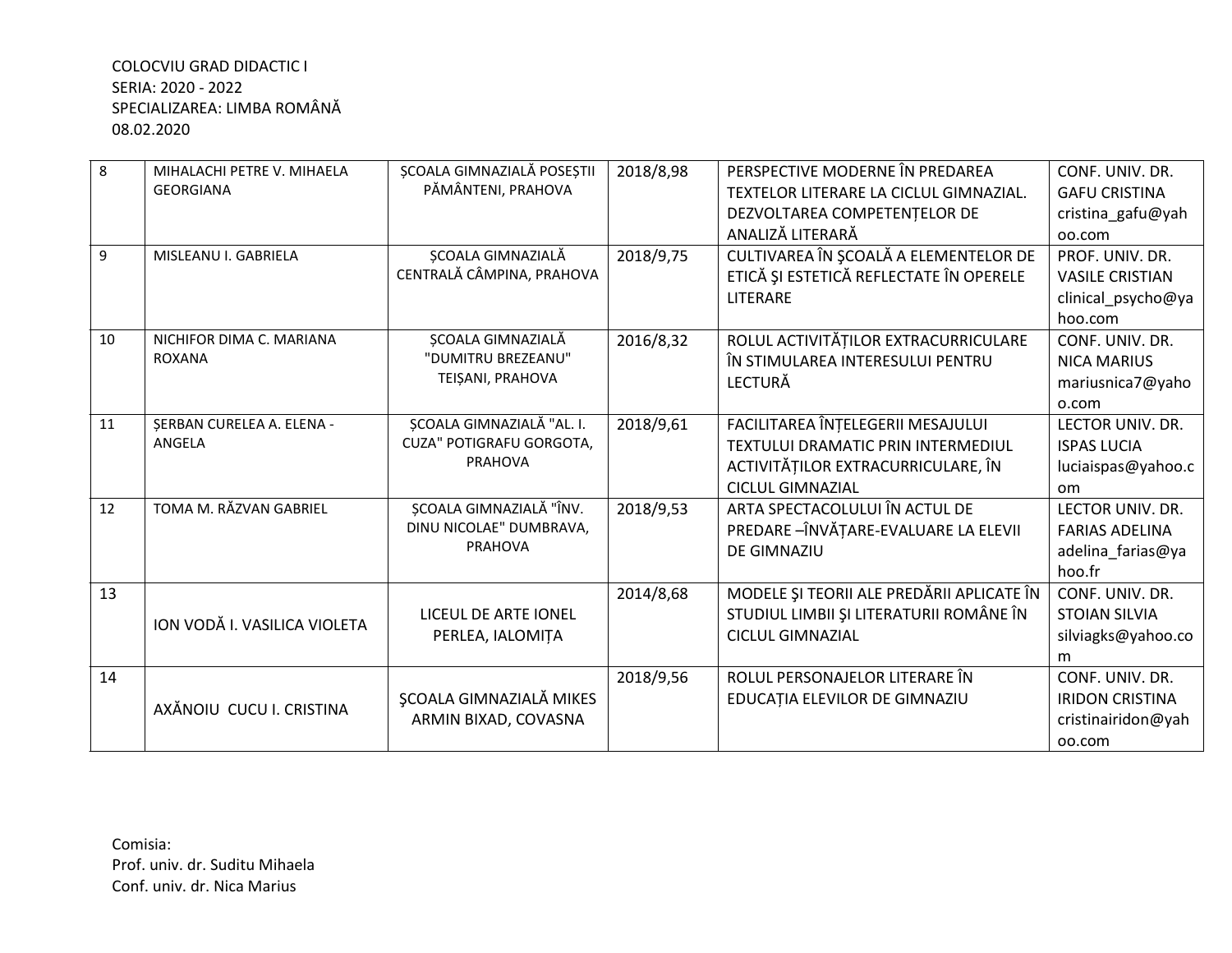COLOCVIU GRAD DIDACTIC I
SERIA: 2020 - 2022
SPECIALIZAREA: LIMBA ROMÂNĂ
08.02.2020

| | | | | | |
|---|---|---|---|---|---|
| 8 | MIHALACHI PETRE V. MIHAELA GEORGIANA | ȘCOALA GIMNAZIALĂ POSEȘTII PĂMÂNTENI, PRAHOVA | 2018/8,98 | PERSPECTIVE MODERNE ÎN PREDAREA TEXTELOR LITERARE LA CICLUL GIMNAZIAL. DEZVOLTAREA COMPETENȚELOR DE ANALIZĂ LITERARĂ | CONF. UNIV. DR. GAFU CRISTINA cristina_gafu@yahoo.com |
| 9 | MISLEANU I. GABRIELA | ȘCOALA GIMNAZIALĂ CENTRALĂ CÂMPINA, PRAHOVA | 2018/9,75 | CULTIVAREA ÎN ŞCOALĂ A ELEMENTELOR DE ETICĂ ŞI ESTETICĂ REFLECTATE ÎN OPERELE LITERARE | PROF. UNIV. DR. VASILE CRISTIAN clinical_psycho@yahoo.com |
| 10 | NICHIFOR DIMA C. MARIANA ROXANA | ȘCOALA GIMNAZIALĂ "DUMITRU BREZEANU" TEIȘANI, PRAHOVA | 2016/8,32 | ROLUL ACTIVITĂȚILOR EXTRACURRICULARE ÎN STIMULAREA INTERESULUI PENTRU LECTURĂ | CONF. UNIV. DR. NICA MARIUS mariusnica7@yahoo.com |
| 11 | ȘERBAN CURELEA A. ELENA - ANGELA | ȘCOALA GIMNAZIALĂ "AL. I. CUZA" POTIGRAFU GORGOTA, PRAHOVA | 2018/9,61 | FACILITAREA ÎNȚELEGERII MESAJULUI TEXTULUI DRAMATIC PRIN INTERMEDIUL ACTIVITĂȚILOR EXTRACURRICULARE, ÎN CICLUL GIMNAZIAL | LECTOR UNIV. DR. ISPAS LUCIA luciaispas@yahoo.com |
| 12 | TOMA M. RĂZVAN GABRIEL | ȘCOALA GIMNAZIALĂ "ÎNV. DINU NICOLAE" DUMBRAVA, PRAHOVA | 2018/9,53 | ARTA SPECTACOLULUI ÎN ACTUL DE PREDARE –ÎNVĂȚARE-EVALUARE LA ELEVII DE GIMNAZIU | LECTOR UNIV. DR. FARIAS ADELINA adelina_farias@yahoo.fr |
| 13 | ION VODĂ I. VASILICA VIOLETA | LICEUL DE ARTE IONEL PERLEA, IALOMIȚA | 2014/8,68 | MODELE ŞI TEORII ALE PREDĂRII APLICATE ÎN STUDIUL LIMBII ŞI LITERATURII ROMÂNE ÎN CICLUL GIMNAZIAL | CONF. UNIV. DR. STOIAN SILVIA silviagks@yahoo.com |
| 14 | AXĂNOIU CUCU I. CRISTINA | ŞCOALA GIMNAZIALĂ MIKES ARMIN BIXAD, COVASNA | 2018/9,56 | ROLUL PERSONAJELOR LITERARE ÎN EDUCAȚIA ELEVILOR DE GIMNAZIU | CONF. UNIV. DR. IRIDON CRISTINA cristinairidon@yahoo.com |

Comisia:
Prof. univ. dr. Suditu Mihaela
Conf. univ. dr. Nica Marius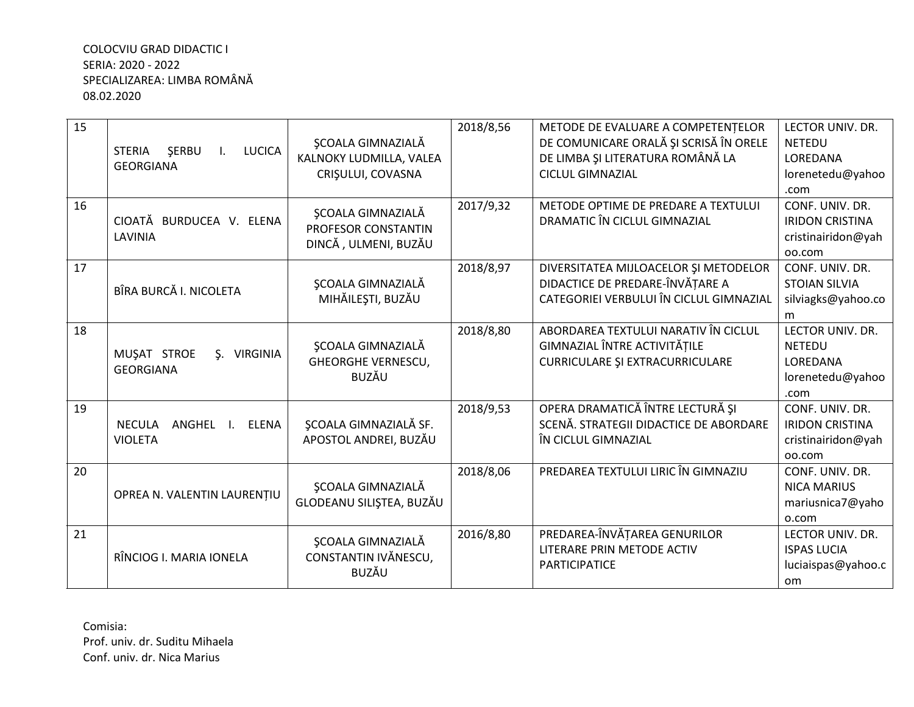COLOCVIU GRAD DIDACTIC I
SERIA: 2020 - 2022
SPECIALIZAREA: LIMBA ROMÂNĂ
08.02.2020

| | | | | | |
|---|---|---|---|---|---|
| 15 | STERIA ŞERBU I. LUCICA GEORGIANA | ŞCOALA GIMNAZIALĂ KALNOKY LUDMILLA, VALEA CRIŞULUI, COVASNA | 2018/8,56 | METODE DE EVALUARE A COMPETENȚELOR DE COMUNICARE ORALĂ ŞI SCRISĂ ÎN ORELE DE LIMBA ŞI LITERATURA ROMÂNĂ LA CICLUL GIMNAZIAL | LECTOR UNIV. DR. NETEDU LOREDANA lorenetedu@yahoo.com |
| 16 | CIOATĂ BURDUCEA V. ELENA LAVINIA | ŞCOALA GIMNAZIALĂ PROFESOR CONSTANTIN DINCĂ , ULMENI, BUZĂU | 2017/9,32 | METODE OPTIME DE PREDARE A TEXTULUI DRAMATIC ÎN CICLUL GIMNAZIAL | CONF. UNIV. DR. IRIDON CRISTINA cristinairidon@yahoo.com |
| 17 | BÎRA BURCĂ I. NICOLETA | ŞCOALA GIMNAZIALĂ MIHĂILEŞTI, BUZĂU | 2018/8,97 | DIVERSITATEA MIJLOACELOR ŞI METODELOR DIDACTICE DE PREDARE-ÎNVĂȚARE A CATEGORIEI VERBULUI ÎN CICLUL GIMNAZIAL | CONF. UNIV. DR. STOIAN SILVIA silviagks@yahoo.com |
| 18 | MUŞAT STROE Ş. VIRGINIA GEORGIANA | ŞCOALA GIMNAZIALĂ GHEORGHE VERNESCU, BUZĂU | 2018/8,80 | ABORDAREA TEXTULUI NARATIV ÎN CICLUL GIMNAZIAL ÎNTRE ACTIVITĂȚILE CURRICULARE ŞI EXTRACURRICULARE | LECTOR UNIV. DR. NETEDU LOREDANA lorenetedu@yahoo.com |
| 19 | NECULA ANGHEL I. ELENA VIOLETA | ŞCOALA GIMNAZIALĂ SF. APOSTOL ANDREI, BUZĂU | 2018/9,53 | OPERA DRAMATICĂ ÎNTRE LECTURĂ ŞI SCENĂ. STRATEGII DIDACTICE DE ABORDARE ÎN CICLUL GIMNAZIAL | CONF. UNIV. DR. IRIDON CRISTINA cristinairidon@yahoo.com |
| 20 | OPREA N. VALENTIN LAURENȚIU | ŞCOALA GIMNAZIALĂ GLODEANU SILIŞTEA, BUZĂU | 2018/8,06 | PREDAREA TEXTULUI LIRIC ÎN GIMNAZIU | CONF. UNIV. DR. NICA MARIUS mariusnica7@yahoo.com |
| 21 | RÎNCIOG I. MARIA IONELA | ŞCOALA GIMNAZIALĂ CONSTANTIN IVĂNESCU, BUZĂU | 2016/8,80 | PREDAREA-ÎNVĂȚAREA GENURILOR LITERARE PRIN METODE ACTIV PARTICIPATICE | LECTOR UNIV. DR. ISPAS LUCIA luciaispas@yahoo.com |

Comisia:
Prof. univ. dr. Suditu Mihaela
Conf. univ. dr. Nica Marius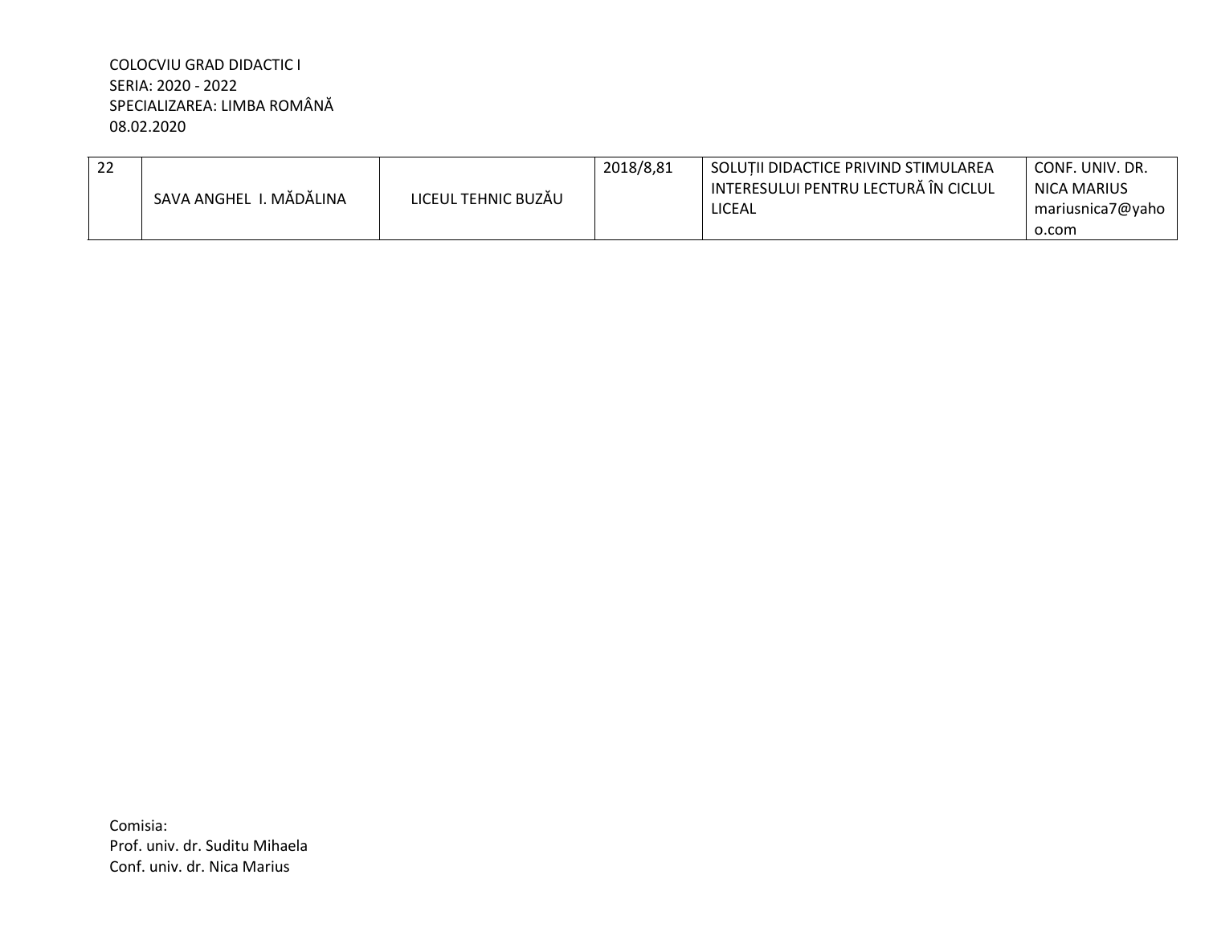COLOCVIU GRAD DIDACTIC I
SERIA: 2020 - 2022
SPECIALIZAREA: LIMBA ROMÂNĂ
08.02.2020

| | | | | | |
|---|---|---|---|---|---|
| 22 | SAVA ANGHEL I. MĂDĂLINA | LICEUL TEHNIC BUZĂU | 2018/8,81 | SOLUȚII DIDACTICE PRIVIND STIMULAREA INTERESULUI PENTRU LECTURĂ ÎN CICLUL LICEAL | CONF. UNIV. DR. NICA MARIUS mariusnica7@yahoo.com |

Comisia:
Prof. univ. dr. Suditu Mihaela
Conf. univ. dr. Nica Marius